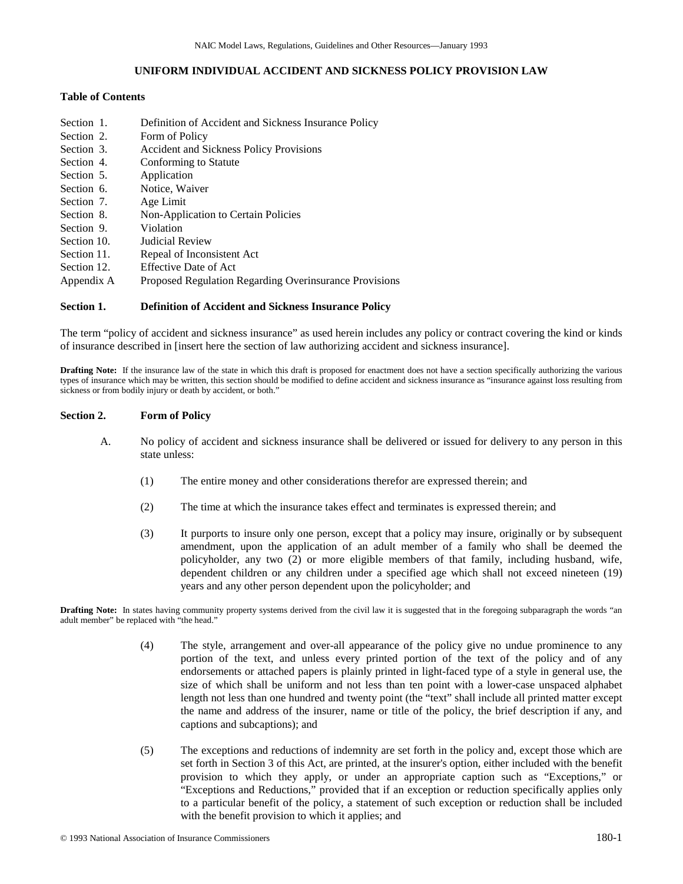# UNIFORM INDIVIDUAL ACCIDENT AND SICKNESS POLICY PROVISION LAW

**Table of Contents**

| | |
|---|---|
| Section 1. | Definition of Accident and Sickness Insurance Policy |
| Section 2. | Form of Policy |
| Section 3. | Accident and Sickness Policy Provisions |
| Section 4. | Conforming to Statute |
| Section 5. | Application |
| Section 6. | Notice, Waiver |
| Section 7. | Age Limit |
| Section 8. | Non-Application to Certain Policies |
| Section 9. | Violation |
| Section 10. | Judicial Review |
| Section 11. | Repeal of Inconsistent Act |
| Section 12. | Effective Date of Act |
| Appendix A | Proposed Regulation Regarding Overinsurance Provisions |

## Section 1. Definition of Accident and Sickness Insurance Policy

The term "policy of accident and sickness insurance" as used herein includes any policy or contract covering the kind or kinds of insurance described in [insert here the section of law authorizing accident and sickness insurance].

**Drafting Note:** If the insurance law of the state in which this draft is proposed for enactment does not have a section specifically authorizing the various types of insurance which may be written, this section should be modified to define accident and sickness insurance as "insurance against loss resulting from sickness or from bodily injury or death by accident, or both."

## Section 2. Form of Policy

A. No policy of accident and sickness insurance shall be delivered or issued for delivery to any person in this state unless:

   (1) The entire money and other considerations therefor are expressed therein; and

   (2) The time at which the insurance takes effect and terminates is expressed therein; and

   (3) It purports to insure only one person, except that a policy may insure, originally or by subsequent amendment, upon the application of an adult member of a family who shall be deemed the policyholder, any two (2) or more eligible members of that family, including husband, wife, dependent children or any children under a specified age which shall not exceed nineteen (19) years and any other person dependent upon the policyholder; and

**Drafting Note:** In states having community property systems derived from the civil law it is suggested that in the foregoing subparagraph the words "an adult member" be replaced with "the head."

   (4) The style, arrangement and over-all appearance of the policy give no undue prominence to any portion of the text, and unless every printed portion of the text of the policy and of any endorsements or attached papers is plainly printed in light-faced type of a style in general use, the size of which shall be uniform and not less than ten point with a lower-case unspaced alphabet length not less than one hundred and twenty point (the "text" shall include all printed matter except the name and address of the insurer, name or title of the policy, the brief description if any, and captions and subcaptions); and

   (5) The exceptions and reductions of indemnity are set forth in the policy and, except those which are set forth in Section 3 of this Act, are printed, at the insurer's option, either included with the benefit provision to which they apply, or under an appropriate caption such as "Exceptions," or "Exceptions and Reductions," provided that if an exception or reduction specifically applies only to a particular benefit of the policy, a statement of such exception or reduction shall be included with the benefit provision to which it applies; and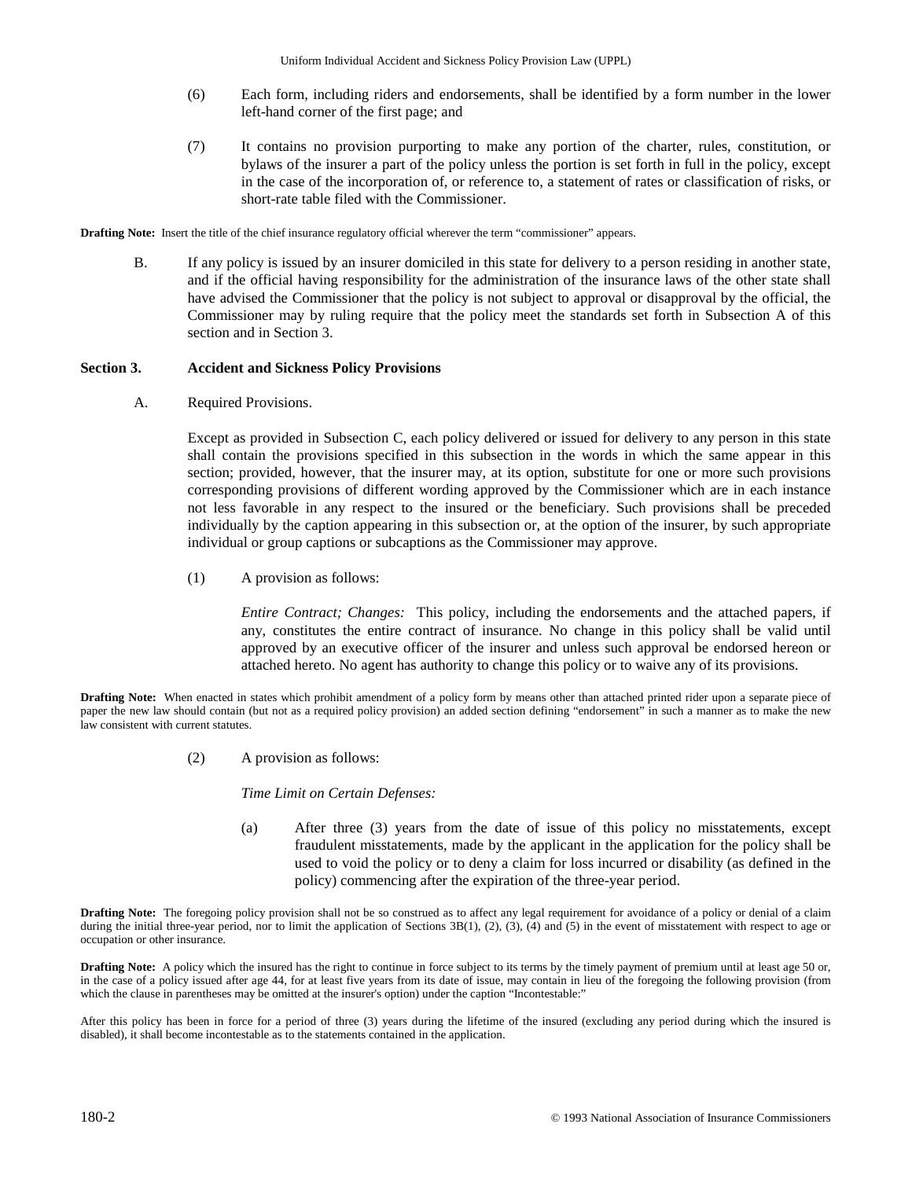(6) Each form, including riders and endorsements, shall be identified by a form number in the lower left-hand corner of the first page; and

(7) It contains no provision purporting to make any portion of the charter, rules, constitution, or bylaws of the insurer a part of the policy unless the portion is set forth in full in the policy, except in the case of the incorporation of, or reference to, a statement of rates or classification of risks, or short-rate table filed with the Commissioner.

**Drafting Note:** Insert the title of the chief insurance regulatory official wherever the term "commissioner" appears.

B. If any policy is issued by an insurer domiciled in this state for delivery to a person residing in another state, and if the official having responsibility for the administration of the insurance laws of the other state shall have advised the Commissioner that the policy is not subject to approval or disapproval by the official, the Commissioner may by ruling require that the policy meet the standards set forth in Subsection A of this section and in Section 3.

## Section 3. Accident and Sickness Policy Provisions

A. Required Provisions.

Except as provided in Subsection C, each policy delivered or issued for delivery to any person in this state shall contain the provisions specified in this subsection in the words in which the same appear in this section; provided, however, that the insurer may, at its option, substitute for one or more such provisions corresponding provisions of different wording approved by the Commissioner which are in each instance not less favorable in any respect to the insured or the beneficiary. Such provisions shall be preceded individually by the caption appearing in this subsection or, at the option of the insurer, by such appropriate individual or group captions or subcaptions as the Commissioner may approve.

(1) A provision as follows:

*Entire Contract; Changes:* This policy, including the endorsements and the attached papers, if any, constitutes the entire contract of insurance. No change in this policy shall be valid until approved by an executive officer of the insurer and unless such approval be endorsed hereon or attached hereto. No agent has authority to change this policy or to waive any of its provisions.

**Drafting Note:** When enacted in states which prohibit amendment of a policy form by means other than attached printed rider upon a separate piece of paper the new law should contain (but not as a required policy provision) an added section defining "endorsement" in such a manner as to make the new law consistent with current statutes.

(2) A provision as follows:

*Time Limit on Certain Defenses:*

(a) After three (3) years from the date of issue of this policy no misstatements, except fraudulent misstatements, made by the applicant in the application for the policy shall be used to void the policy or to deny a claim for loss incurred or disability (as defined in the policy) commencing after the expiration of the three-year period.

**Drafting Note:** The foregoing policy provision shall not be so construed as to affect any legal requirement for avoidance of a policy or denial of a claim during the initial three-year period, nor to limit the application of Sections 3B(1), (2), (3), (4) and (5) in the event of misstatement with respect to age or occupation or other insurance.

**Drafting Note:** A policy which the insured has the right to continue in force subject to its terms by the timely payment of premium until at least age 50 or, in the case of a policy issued after age 44, for at least five years from its date of issue, may contain in lieu of the foregoing the following provision (from which the clause in parentheses may be omitted at the insurer's option) under the caption "Incontestable:"

After this policy has been in force for a period of three (3) years during the lifetime of the insured (excluding any period during which the insured is disabled), it shall become incontestable as to the statements contained in the application.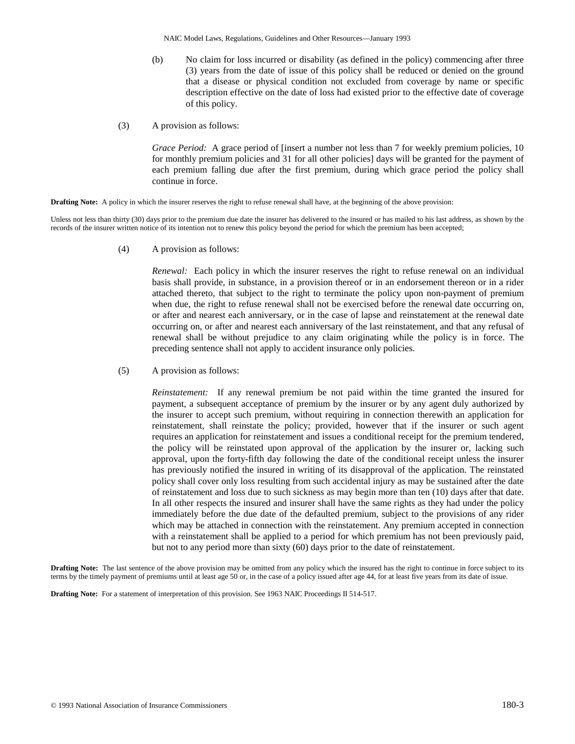(b) No claim for loss incurred or disability (as defined in the policy) commencing after three (3) years from the date of issue of this policy shall be reduced or denied on the ground that a disease or physical condition not excluded from coverage by name or specific description effective on the date of loss had existed prior to the effective date of coverage of this policy.

(3) A provision as follows:

*Grace Period:* A grace period of [insert a number not less than 7 for weekly premium policies, 10 for monthly premium policies and 31 for all other policies] days will be granted for the payment of each premium falling due after the first premium, during which grace period the policy shall continue in force.

**Drafting Note:** A policy in which the insurer reserves the right to refuse renewal shall have, at the beginning of the above provision:

Unless not less than thirty (30) days prior to the premium due date the insurer has delivered to the insured or has mailed to his last address, as shown by the records of the insurer written notice of its intention not to renew this policy beyond the period for which the premium has been accepted;

(4) A provision as follows:

*Renewal:* Each policy in which the insurer reserves the right to refuse renewal on an individual basis shall provide, in substance, in a provision thereof or in an endorsement thereon or in a rider attached thereto, that subject to the right to terminate the policy upon non-payment of premium when due, the right to refuse renewal shall not be exercised before the renewal date occurring on, or after and nearest each anniversary, or in the case of lapse and reinstatement at the renewal date occurring on, or after and nearest each anniversary of the last reinstatement, and that any refusal of renewal shall be without prejudice to any claim originating while the policy is in force. The preceding sentence shall not apply to accident insurance only policies.

(5) A provision as follows:

*Reinstatement:* If any renewal premium be not paid within the time granted the insured for payment, a subsequent acceptance of premium by the insurer or by any agent duly authorized by the insurer to accept such premium, without requiring in connection therewith an application for reinstatement, shall reinstate the policy; provided, however that if the insurer or such agent requires an application for reinstatement and issues a conditional receipt for the premium tendered, the policy will be reinstated upon approval of the application by the insurer or, lacking such approval, upon the forty-fifth day following the date of the conditional receipt unless the insurer has previously notified the insured in writing of its disapproval of the application. The reinstated policy shall cover only loss resulting from such accidental injury as may be sustained after the date of reinstatement and loss due to such sickness as may begin more than ten (10) days after that date. In all other respects the insured and insurer shall have the same rights as they had under the policy immediately before the due date of the defaulted premium, subject to the provisions of any rider which may be attached in connection with the reinstatement. Any premium accepted in connection with a reinstatement shall be applied to a period for which premium has not been previously paid, but not to any period more than sixty (60) days prior to the date of reinstatement.

**Drafting Note:** The last sentence of the above provision may be omitted from any policy which the insured has the right to continue in force subject to its terms by the timely payment of premiums until at least age 50 or, in the case of a policy issued after age 44, for at least five years from its date of issue.

**Drafting Note:** For a statement of interpretation of this provision. See 1963 NAIC Proceedings II 514-517.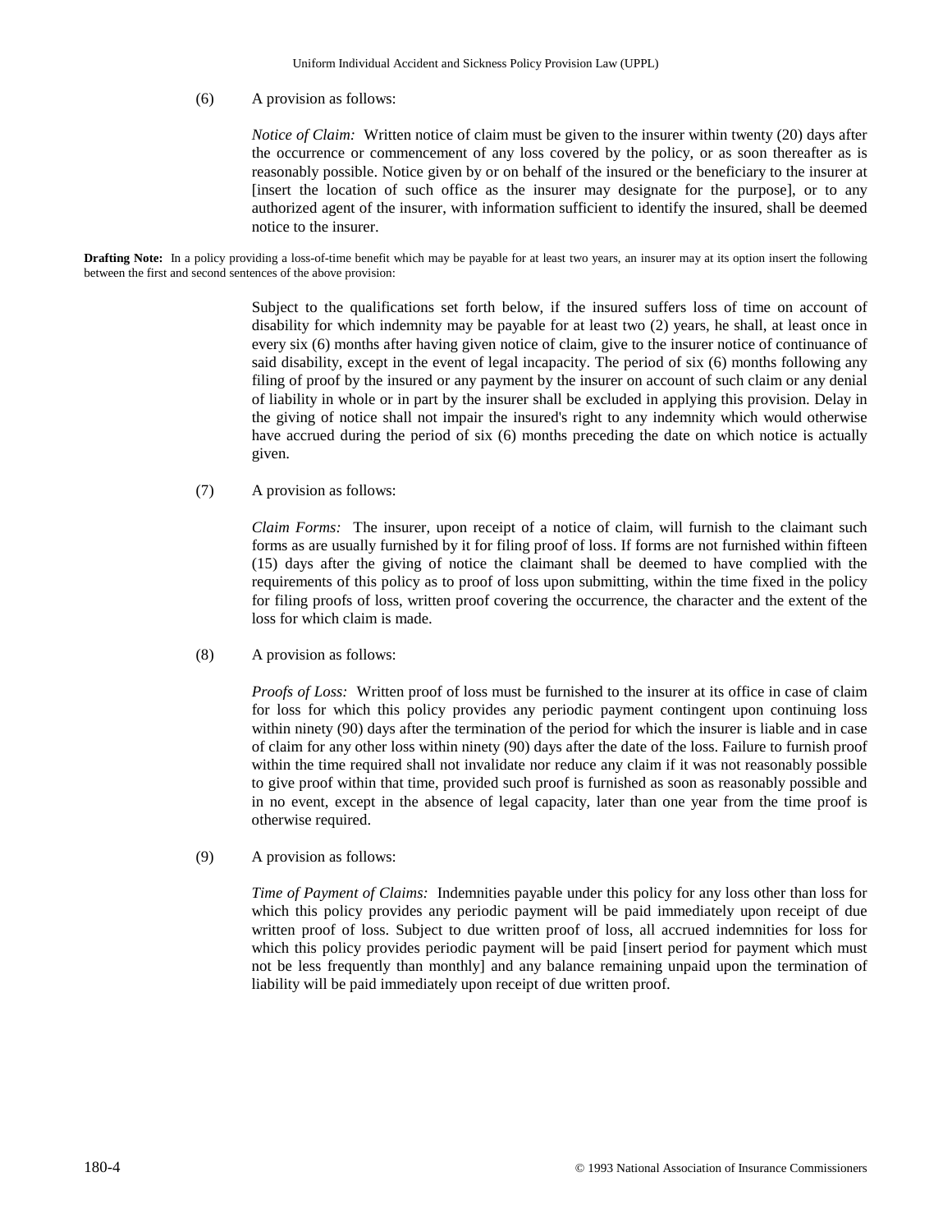(6) A provision as follows:

*Notice of Claim:* Written notice of claim must be given to the insurer within twenty (20) days after the occurrence or commencement of any loss covered by the policy, or as soon thereafter as is reasonably possible. Notice given by or on behalf of the insured or the beneficiary to the insurer at [insert the location of such office as the insurer may designate for the purpose], or to any authorized agent of the insurer, with information sufficient to identify the insured, shall be deemed notice to the insurer.

**Drafting Note:** In a policy providing a loss-of-time benefit which may be payable for at least two years, an insurer may at its option insert the following between the first and second sentences of the above provision:

> Subject to the qualifications set forth below, if the insured suffers loss of time on account of disability for which indemnity may be payable for at least two (2) years, he shall, at least once in every six (6) months after having given notice of claim, give to the insurer notice of continuance of said disability, except in the event of legal incapacity. The period of six (6) months following any filing of proof by the insured or any payment by the insurer on account of such claim or any denial of liability in whole or in part by the insurer shall be excluded in applying this provision. Delay in the giving of notice shall not impair the insured's right to any indemnity which would otherwise have accrued during the period of six (6) months preceding the date on which notice is actually given.

(7) A provision as follows:

*Claim Forms:* The insurer, upon receipt of a notice of claim, will furnish to the claimant such forms as are usually furnished by it for filing proof of loss. If forms are not furnished within fifteen (15) days after the giving of notice the claimant shall be deemed to have complied with the requirements of this policy as to proof of loss upon submitting, within the time fixed in the policy for filing proofs of loss, written proof covering the occurrence, the character and the extent of the loss for which claim is made.

(8) A provision as follows:

*Proofs of Loss:* Written proof of loss must be furnished to the insurer at its office in case of claim for loss for which this policy provides any periodic payment contingent upon continuing loss within ninety (90) days after the termination of the period for which the insurer is liable and in case of claim for any other loss within ninety (90) days after the date of the loss. Failure to furnish proof within the time required shall not invalidate nor reduce any claim if it was not reasonably possible to give proof within that time, provided such proof is furnished as soon as reasonably possible and in no event, except in the absence of legal capacity, later than one year from the time proof is otherwise required.

(9) A provision as follows:

*Time of Payment of Claims:* Indemnities payable under this policy for any loss other than loss for which this policy provides any periodic payment will be paid immediately upon receipt of due written proof of loss. Subject to due written proof of loss, all accrued indemnities for loss for which this policy provides periodic payment will be paid [insert period for payment which must not be less frequently than monthly] and any balance remaining unpaid upon the termination of liability will be paid immediately upon receipt of due written proof.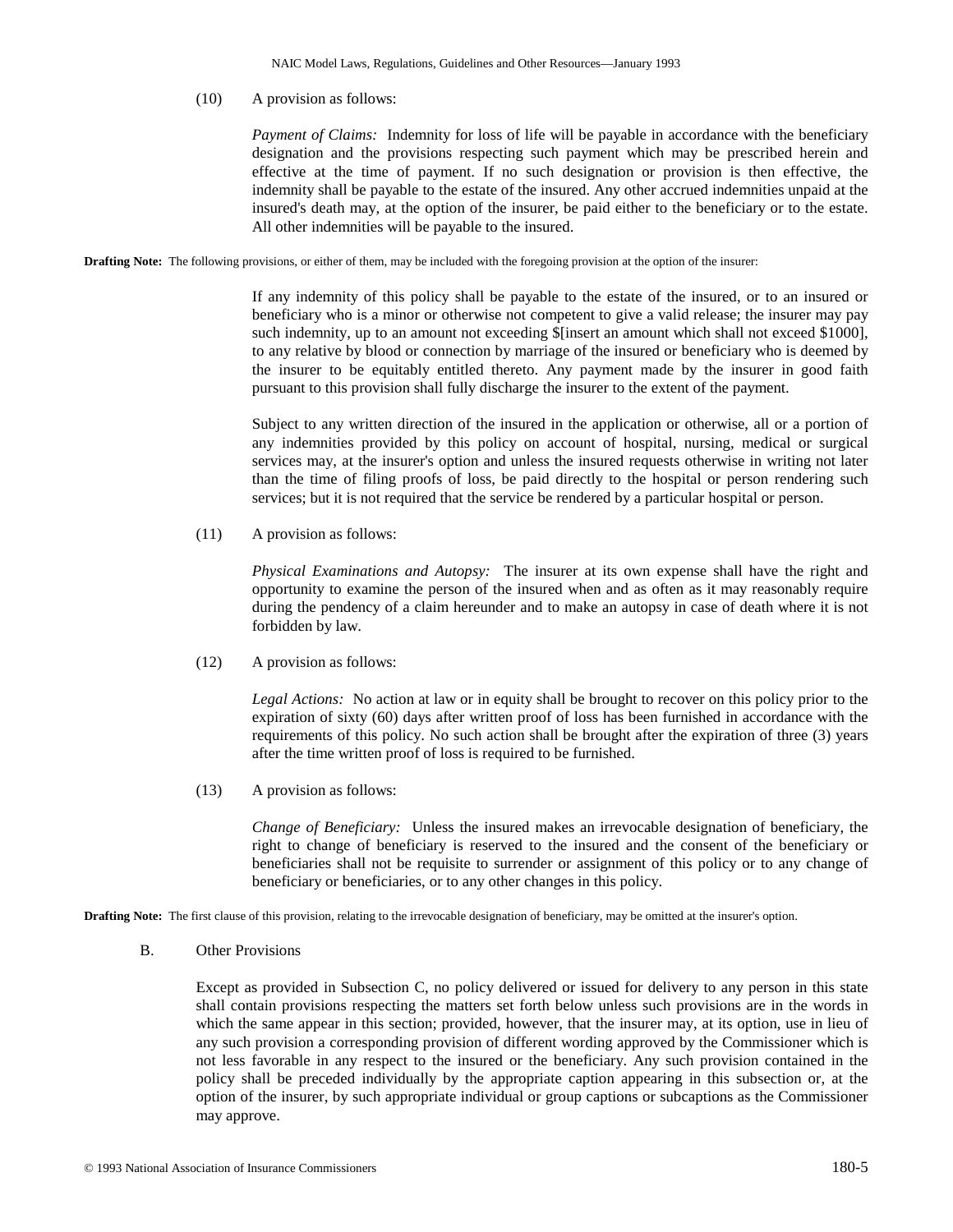(10) A provision as follows:

*Payment of Claims:* Indemnity for loss of life will be payable in accordance with the beneficiary designation and the provisions respecting such payment which may be prescribed herein and effective at the time of payment. If no such designation or provision is then effective, the indemnity shall be payable to the estate of the insured. Any other accrued indemnities unpaid at the insured's death may, at the option of the insurer, be paid either to the beneficiary or to the estate. All other indemnities will be payable to the insured.

**Drafting Note:** The following provisions, or either of them, may be included with the foregoing provision at the option of the insurer:

If any indemnity of this policy shall be payable to the estate of the insured, or to an insured or beneficiary who is a minor or otherwise not competent to give a valid release; the insurer may pay such indemnity, up to an amount not exceeding $[insert an amount which shall not exceed $1000], to any relative by blood or connection by marriage of the insured or beneficiary who is deemed by the insurer to be equitably entitled thereto. Any payment made by the insurer in good faith pursuant to this provision shall fully discharge the insurer to the extent of the payment.

Subject to any written direction of the insured in the application or otherwise, all or a portion of any indemnities provided by this policy on account of hospital, nursing, medical or surgical services may, at the insurer's option and unless the insured requests otherwise in writing not later than the time of filing proofs of loss, be paid directly to the hospital or person rendering such services; but it is not required that the service be rendered by a particular hospital or person.

(11) A provision as follows:

*Physical Examinations and Autopsy:* The insurer at its own expense shall have the right and opportunity to examine the person of the insured when and as often as it may reasonably require during the pendency of a claim hereunder and to make an autopsy in case of death where it is not forbidden by law.

(12) A provision as follows:

*Legal Actions:* No action at law or in equity shall be brought to recover on this policy prior to the expiration of sixty (60) days after written proof of loss has been furnished in accordance with the requirements of this policy. No such action shall be brought after the expiration of three (3) years after the time written proof of loss is required to be furnished.

(13) A provision as follows:

*Change of Beneficiary:* Unless the insured makes an irrevocable designation of beneficiary, the right to change of beneficiary is reserved to the insured and the consent of the beneficiary or beneficiaries shall not be requisite to surrender or assignment of this policy or to any change of beneficiary or beneficiaries, or to any other changes in this policy.

**Drafting Note:** The first clause of this provision, relating to the irrevocable designation of beneficiary, may be omitted at the insurer's option.

B. Other Provisions

Except as provided in Subsection C, no policy delivered or issued for delivery to any person in this state shall contain provisions respecting the matters set forth below unless such provisions are in the words in which the same appear in this section; provided, however, that the insurer may, at its option, use in lieu of any such provision a corresponding provision of different wording approved by the Commissioner which is not less favorable in any respect to the insured or the beneficiary. Any such provision contained in the policy shall be preceded individually by the appropriate caption appearing in this subsection or, at the option of the insurer, by such appropriate individual or group captions or subcaptions as the Commissioner may approve.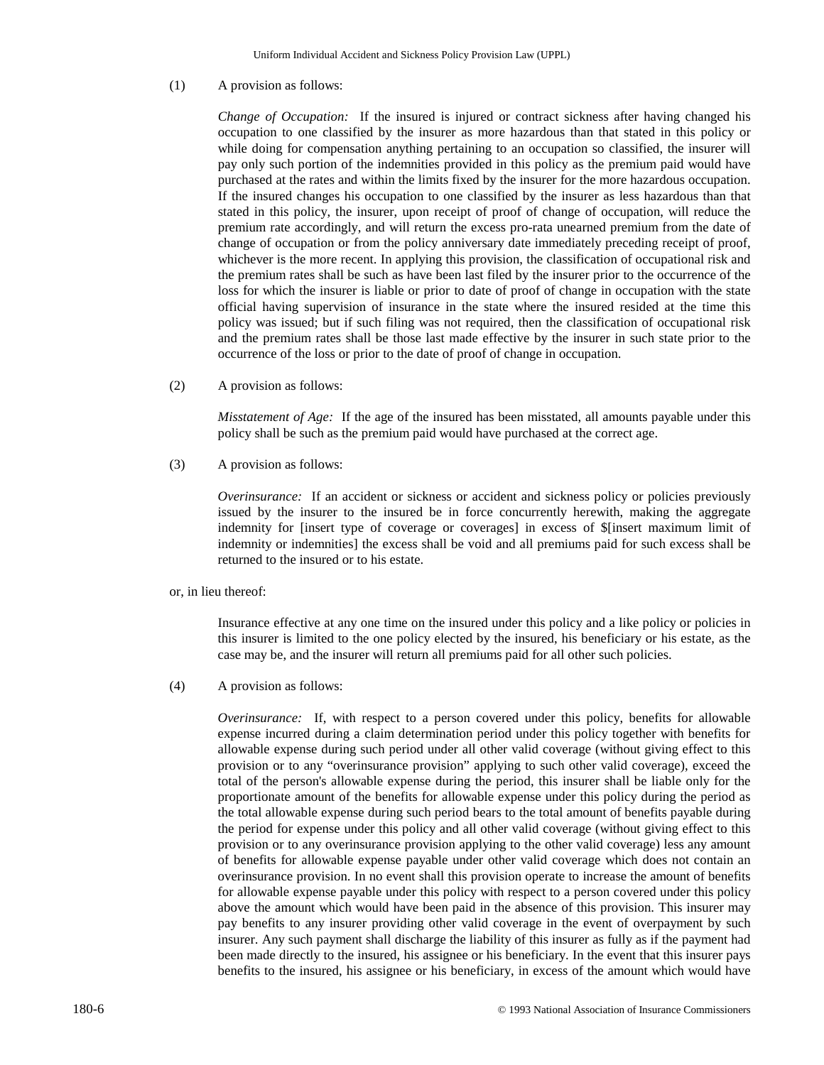(1) A provision as follows:

*Change of Occupation:* If the insured is injured or contract sickness after having changed his occupation to one classified by the insurer as more hazardous than that stated in this policy or while doing for compensation anything pertaining to an occupation so classified, the insurer will pay only such portion of the indemnities provided in this policy as the premium paid would have purchased at the rates and within the limits fixed by the insurer for the more hazardous occupation. If the insured changes his occupation to one classified by the insurer as less hazardous than that stated in this policy, the insurer, upon receipt of proof of change of occupation, will reduce the premium rate accordingly, and will return the excess pro-rata unearned premium from the date of change of occupation or from the policy anniversary date immediately preceding receipt of proof, whichever is the more recent. In applying this provision, the classification of occupational risk and the premium rates shall be such as have been last filed by the insurer prior to the occurrence of the loss for which the insurer is liable or prior to date of proof of change in occupation with the state official having supervision of insurance in the state where the insured resided at the time this policy was issued; but if such filing was not required, then the classification of occupational risk and the premium rates shall be those last made effective by the insurer in such state prior to the occurrence of the loss or prior to the date of proof of change in occupation.

(2) A provision as follows:

*Misstatement of Age:* If the age of the insured has been misstated, all amounts payable under this policy shall be such as the premium paid would have purchased at the correct age.

(3) A provision as follows:

*Overinsurance:* If an accident or sickness or accident and sickness policy or policies previously issued by the insurer to the insured be in force concurrently herewith, making the aggregate indemnity for [insert type of coverage or coverages] in excess of $[insert maximum limit of indemnity or indemnities] the excess shall be void and all premiums paid for such excess shall be returned to the insured or to his estate.

or, in lieu thereof:

Insurance effective at any one time on the insured under this policy and a like policy or policies in this insurer is limited to the one policy elected by the insured, his beneficiary or his estate, as the case may be, and the insurer will return all premiums paid for all other such policies.

(4) A provision as follows:

*Overinsurance:* If, with respect to a person covered under this policy, benefits for allowable expense incurred during a claim determination period under this policy together with benefits for allowable expense during such period under all other valid coverage (without giving effect to this provision or to any "overinsurance provision" applying to such other valid coverage), exceed the total of the person's allowable expense during the period, this insurer shall be liable only for the proportionate amount of the benefits for allowable expense under this policy during the period as the total allowable expense during such period bears to the total amount of benefits payable during the period for expense under this policy and all other valid coverage (without giving effect to this provision or to any overinsurance provision applying to the other valid coverage) less any amount of benefits for allowable expense payable under other valid coverage which does not contain an overinsurance provision. In no event shall this provision operate to increase the amount of benefits for allowable expense payable under this policy with respect to a person covered under this policy above the amount which would have been paid in the absence of this provision. This insurer may pay benefits to any insurer providing other valid coverage in the event of overpayment by such insurer. Any such payment shall discharge the liability of this insurer as fully as if the payment had been made directly to the insured, his assignee or his beneficiary. In the event that this insurer pays benefits to the insured, his assignee or his beneficiary, in excess of the amount which would have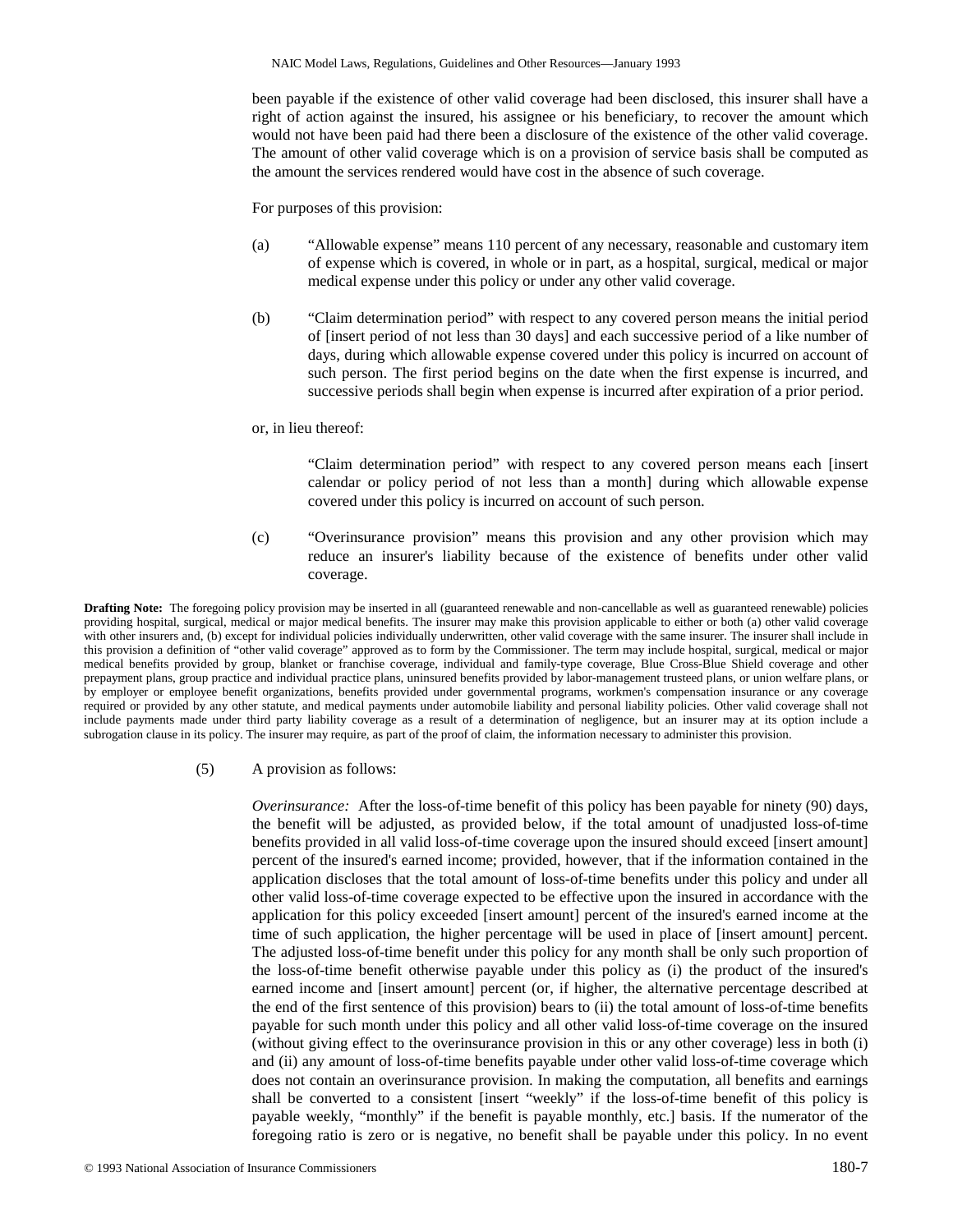been payable if the existence of other valid coverage had been disclosed, this insurer shall have a right of action against the insured, his assignee or his beneficiary, to recover the amount which would not have been paid had there been a disclosure of the existence of the other valid coverage. The amount of other valid coverage which is on a provision of service basis shall be computed as the amount the services rendered would have cost in the absence of such coverage.

For purposes of this provision:

(a) "Allowable expense" means 110 percent of any necessary, reasonable and customary item of expense which is covered, in whole or in part, as a hospital, surgical, medical or major medical expense under this policy or under any other valid coverage.

(b) "Claim determination period" with respect to any covered person means the initial period of [insert period of not less than 30 days] and each successive period of a like number of days, during which allowable expense covered under this policy is incurred on account of such person. The first period begins on the date when the first expense is incurred, and successive periods shall begin when expense is incurred after expiration of a prior period.

or, in lieu thereof:

> "Claim determination period" with respect to any covered person means each [insert calendar or policy period of not less than a month] during which allowable expense covered under this policy is incurred on account of such person.

(c) "Overinsurance provision" means this provision and any other provision which may reduce an insurer's liability because of the existence of benefits under other valid coverage.

**Drafting Note:** The foregoing policy provision may be inserted in all (guaranteed renewable and non-cancellable as well as guaranteed renewable) policies providing hospital, surgical, medical or major medical benefits. The insurer may make this provision applicable to either or both (a) other valid coverage with other insurers and, (b) except for individual policies individually underwritten, other valid coverage with the same insurer. The insurer shall include in this provision a definition of "other valid coverage" approved as to form by the Commissioner. The term may include hospital, surgical, medical or major medical benefits provided by group, blanket or franchise coverage, individual and family-type coverage, Blue Cross-Blue Shield coverage and other prepayment plans, group practice and individual practice plans, uninsured benefits provided by labor-management trusteed plans, or union welfare plans, or by employer or employee benefit organizations, benefits provided under governmental programs, workmen's compensation insurance or any coverage required or provided by any other statute, and medical payments under automobile liability and personal liability policies. Other valid coverage shall not include payments made under third party liability coverage as a result of a determination of negligence, but an insurer may at its option include a subrogation clause in its policy. The insurer may require, as part of the proof of claim, the information necessary to administer this provision.

(5) A provision as follows:

*Overinsurance:* After the loss-of-time benefit of this policy has been payable for ninety (90) days, the benefit will be adjusted, as provided below, if the total amount of unadjusted loss-of-time benefits provided in all valid loss-of-time coverage upon the insured should exceed [insert amount] percent of the insured's earned income; provided, however, that if the information contained in the application discloses that the total amount of loss-of-time benefits under this policy and under all other valid loss-of-time coverage expected to be effective upon the insured in accordance with the application for this policy exceeded [insert amount] percent of the insured's earned income at the time of such application, the higher percentage will be used in place of [insert amount] percent. The adjusted loss-of-time benefit under this policy for any month shall be only such proportion of the loss-of-time benefit otherwise payable under this policy as (i) the product of the insured's earned income and [insert amount] percent (or, if higher, the alternative percentage described at the end of the first sentence of this provision) bears to (ii) the total amount of loss-of-time benefits payable for such month under this policy and all other valid loss-of-time coverage on the insured (without giving effect to the overinsurance provision in this or any other coverage) less in both (i) and (ii) any amount of loss-of-time benefits payable under other valid loss-of-time coverage which does not contain an overinsurance provision. In making the computation, all benefits and earnings shall be converted to a consistent [insert "weekly" if the loss-of-time benefit of this policy is payable weekly, "monthly" if the benefit is payable monthly, etc.] basis. If the numerator of the foregoing ratio is zero or is negative, no benefit shall be payable under this policy. In no event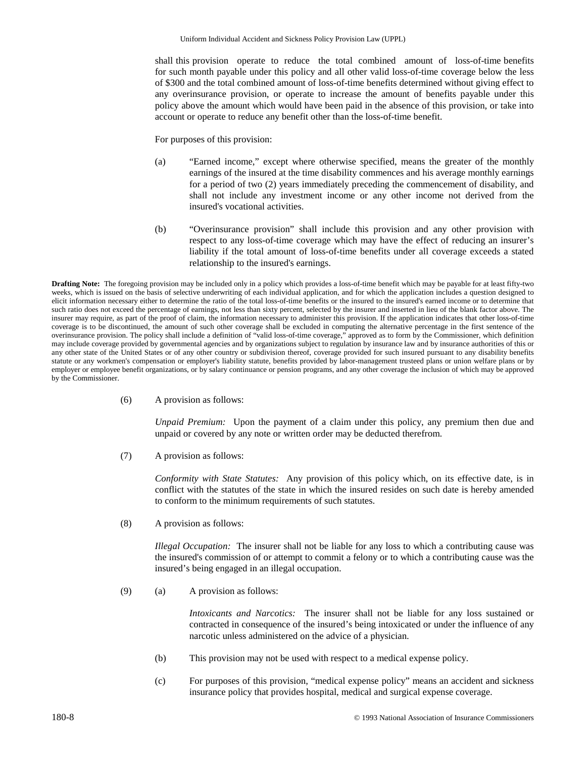shall this provision operate to reduce the total combined amount of loss-of-time benefits for such month payable under this policy and all other valid loss-of-time coverage below the less of $300 and the total combined amount of loss-of-time benefits determined without giving effect to any overinsurance provision, or operate to increase the amount of benefits payable under this policy above the amount which would have been paid in the absence of this provision, or take into account or operate to reduce any benefit other than the loss-of-time benefit.

For purposes of this provision:

(a) "Earned income," except where otherwise specified, means the greater of the monthly earnings of the insured at the time disability commences and his average monthly earnings for a period of two (2) years immediately preceding the commencement of disability, and shall not include any investment income or any other income not derived from the insured's vocational activities.

(b) "Overinsurance provision" shall include this provision and any other provision with respect to any loss-of-time coverage which may have the effect of reducing an insurer's liability if the total amount of loss-of-time benefits under all coverage exceeds a stated relationship to the insured's earnings.

**Drafting Note:** The foregoing provision may be included only in a policy which provides a loss-of-time benefit which may be payable for at least fifty-two weeks, which is issued on the basis of selective underwriting of each individual application, and for which the application includes a question designed to elicit information necessary either to determine the ratio of the total loss-of-time benefits or the insured to the insured's earned income or to determine that such ratio does not exceed the percentage of earnings, not less than sixty percent, selected by the insurer and inserted in lieu of the blank factor above. The insurer may require, as part of the proof of claim, the information necessary to administer this provision. If the application indicates that other loss-of-time coverage is to be discontinued, the amount of such other coverage shall be excluded in computing the alternative percentage in the first sentence of the overinsurance provision. The policy shall include a definition of "valid loss-of-time coverage," approved as to form by the Commissioner, which definition may include coverage provided by governmental agencies and by organizations subject to regulation by insurance law and by insurance authorities of this or any other state of the United States or of any other country or subdivision thereof, coverage provided for such insured pursuant to any disability benefits statute or any workmen's compensation or employer's liability statute, benefits provided by labor-management trusteed plans or union welfare plans or by employer or employee benefit organizations, or by salary continuance or pension programs, and any other coverage the inclusion of which may be approved by the Commissioner.

(6) A provision as follows:

*Unpaid Premium:* Upon the payment of a claim under this policy, any premium then due and unpaid or covered by any note or written order may be deducted therefrom.

(7) A provision as follows:

*Conformity with State Statutes:* Any provision of this policy which, on its effective date, is in conflict with the statutes of the state in which the insured resides on such date is hereby amended to conform to the minimum requirements of such statutes.

(8) A provision as follows:

*Illegal Occupation:* The insurer shall not be liable for any loss to which a contributing cause was the insured's commission of or attempt to commit a felony or to which a contributing cause was the insured's being engaged in an illegal occupation.

(9) (a) A provision as follows:

*Intoxicants and Narcotics:* The insurer shall not be liable for any loss sustained or contracted in consequence of the insured's being intoxicated or under the influence of any narcotic unless administered on the advice of a physician.

(b) This provision may not be used with respect to a medical expense policy.

(c) For purposes of this provision, "medical expense policy" means an accident and sickness insurance policy that provides hospital, medical and surgical expense coverage.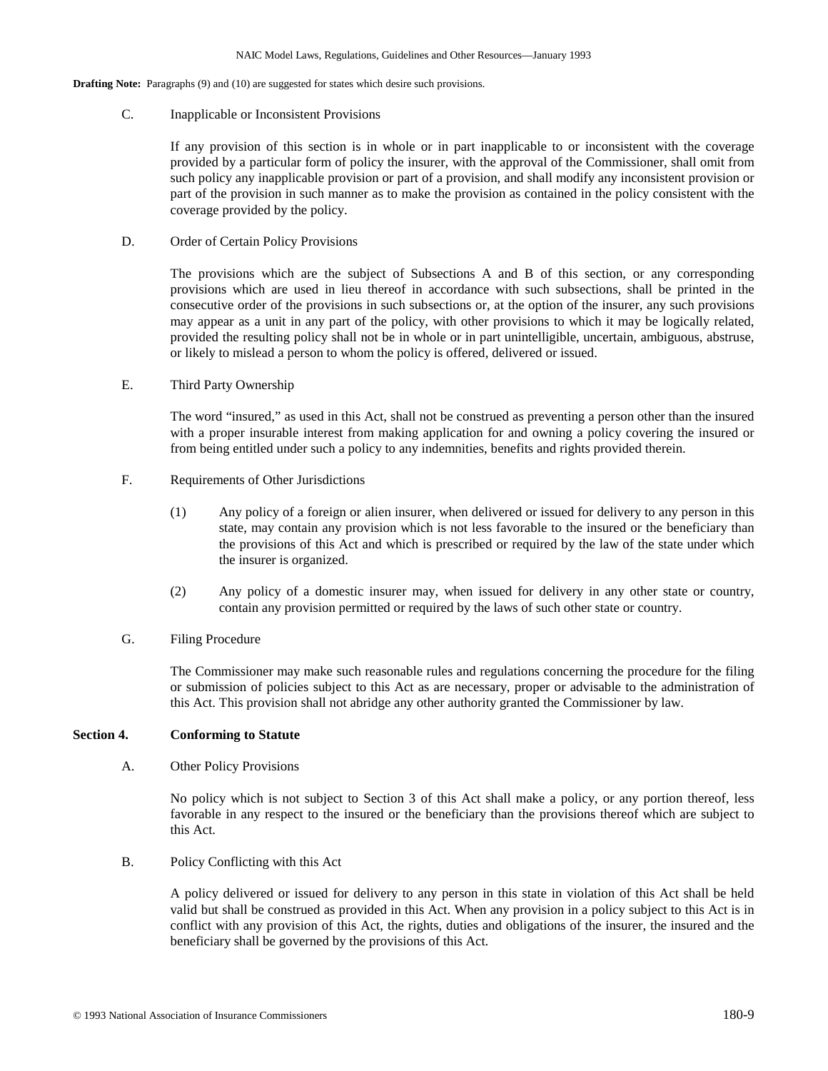**Drafting Note:** Paragraphs (9) and (10) are suggested for states which desire such provisions.

C. Inapplicable or Inconsistent Provisions

If any provision of this section is in whole or in part inapplicable to or inconsistent with the coverage provided by a particular form of policy the insurer, with the approval of the Commissioner, shall omit from such policy any inapplicable provision or part of a provision, and shall modify any inconsistent provision or part of the provision in such manner as to make the provision as contained in the policy consistent with the coverage provided by the policy.

D. Order of Certain Policy Provisions

The provisions which are the subject of Subsections A and B of this section, or any corresponding provisions which are used in lieu thereof in accordance with such subsections, shall be printed in the consecutive order of the provisions in such subsections or, at the option of the insurer, any such provisions may appear as a unit in any part of the policy, with other provisions to which it may be logically related, provided the resulting policy shall not be in whole or in part unintelligible, uncertain, ambiguous, abstruse, or likely to mislead a person to whom the policy is offered, delivered or issued.

E. Third Party Ownership

The word "insured," as used in this Act, shall not be construed as preventing a person other than the insured with a proper insurable interest from making application for and owning a policy covering the insured or from being entitled under such a policy to any indemnities, benefits and rights provided therein.

F. Requirements of Other Jurisdictions

(1) Any policy of a foreign or alien insurer, when delivered or issued for delivery to any person in this state, may contain any provision which is not less favorable to the insured or the beneficiary than the provisions of this Act and which is prescribed or required by the law of the state under which the insurer is organized.

(2) Any policy of a domestic insurer may, when issued for delivery in any other state or country, contain any provision permitted or required by the laws of such other state or country.

G. Filing Procedure

The Commissioner may make such reasonable rules and regulations concerning the procedure for the filing or submission of policies subject to this Act as are necessary, proper or advisable to the administration of this Act. This provision shall not abridge any other authority granted the Commissioner by law.

## Section 4. Conforming to Statute

A. Other Policy Provisions

No policy which is not subject to Section 3 of this Act shall make a policy, or any portion thereof, less favorable in any respect to the insured or the beneficiary than the provisions thereof which are subject to this Act.

B. Policy Conflicting with this Act

A policy delivered or issued for delivery to any person in this state in violation of this Act shall be held valid but shall be construed as provided in this Act. When any provision in a policy subject to this Act is in conflict with any provision of this Act, the rights, duties and obligations of the insurer, the insured and the beneficiary shall be governed by the provisions of this Act.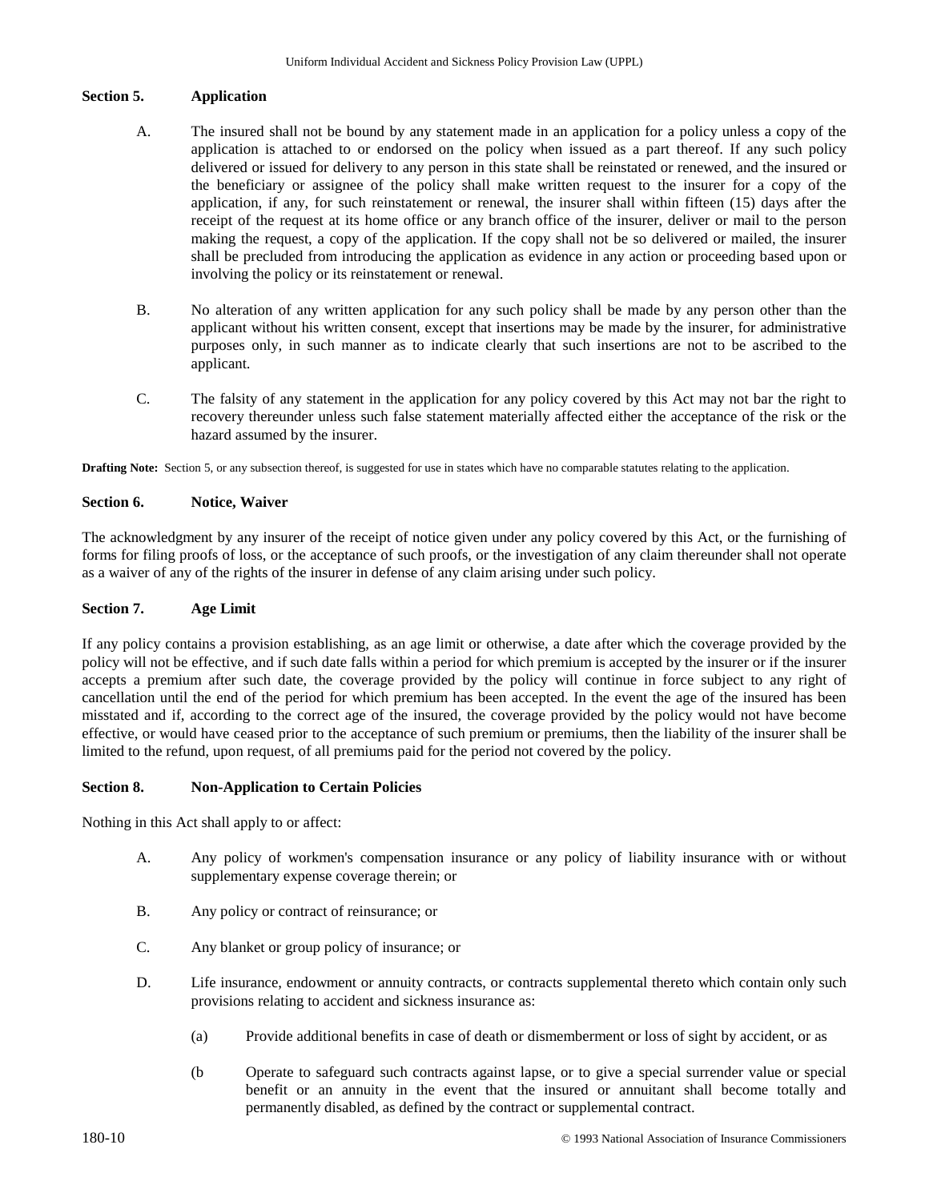## Section 5. Application

A. The insured shall not be bound by any statement made in an application for a policy unless a copy of the application is attached to or endorsed on the policy when issued as a part thereof. If any such policy delivered or issued for delivery to any person in this state shall be reinstated or renewed, and the insured or the beneficiary or assignee of the policy shall make written request to the insurer for a copy of the application, if any, for such reinstatement or renewal, the insurer shall within fifteen (15) days after the receipt of the request at its home office or any branch office of the insurer, deliver or mail to the person making the request, a copy of the application. If the copy shall not be so delivered or mailed, the insurer shall be precluded from introducing the application as evidence in any action or proceeding based upon or involving the policy or its reinstatement or renewal.

B. No alteration of any written application for any such policy shall be made by any person other than the applicant without his written consent, except that insertions may be made by the insurer, for administrative purposes only, in such manner as to indicate clearly that such insertions are not to be ascribed to the applicant.

C. The falsity of any statement in the application for any policy covered by this Act may not bar the right to recovery thereunder unless such false statement materially affected either the acceptance of the risk or the hazard assumed by the insurer.

**Drafting Note:** Section 5, or any subsection thereof, is suggested for use in states which have no comparable statutes relating to the application.

## Section 6. Notice, Waiver

The acknowledgment by any insurer of the receipt of notice given under any policy covered by this Act, or the furnishing of forms for filing proofs of loss, or the acceptance of such proofs, or the investigation of any claim thereunder shall not operate as a waiver of any of the rights of the insurer in defense of any claim arising under such policy.

## Section 7. Age Limit

If any policy contains a provision establishing, as an age limit or otherwise, a date after which the coverage provided by the policy will not be effective, and if such date falls within a period for which premium is accepted by the insurer or if the insurer accepts a premium after such date, the coverage provided by the policy will continue in force subject to any right of cancellation until the end of the period for which premium has been accepted. In the event the age of the insured has been misstated and if, according to the correct age of the insured, the coverage provided by the policy would not have become effective, or would have ceased prior to the acceptance of such premium or premiums, then the liability of the insurer shall be limited to the refund, upon request, of all premiums paid for the period not covered by the policy.

## Section 8. Non-Application to Certain Policies

Nothing in this Act shall apply to or affect:

A. Any policy of workmen's compensation insurance or any policy of liability insurance with or without supplementary expense coverage therein; or

B. Any policy or contract of reinsurance; or

C. Any blanket or group policy of insurance; or

D. Life insurance, endowment or annuity contracts, or contracts supplemental thereto which contain only such provisions relating to accident and sickness insurance as:

(a) Provide additional benefits in case of death or dismemberment or loss of sight by accident, or as

(b Operate to safeguard such contracts against lapse, or to give a special surrender value or special benefit or an annuity in the event that the insured or annuitant shall become totally and permanently disabled, as defined by the contract or supplemental contract.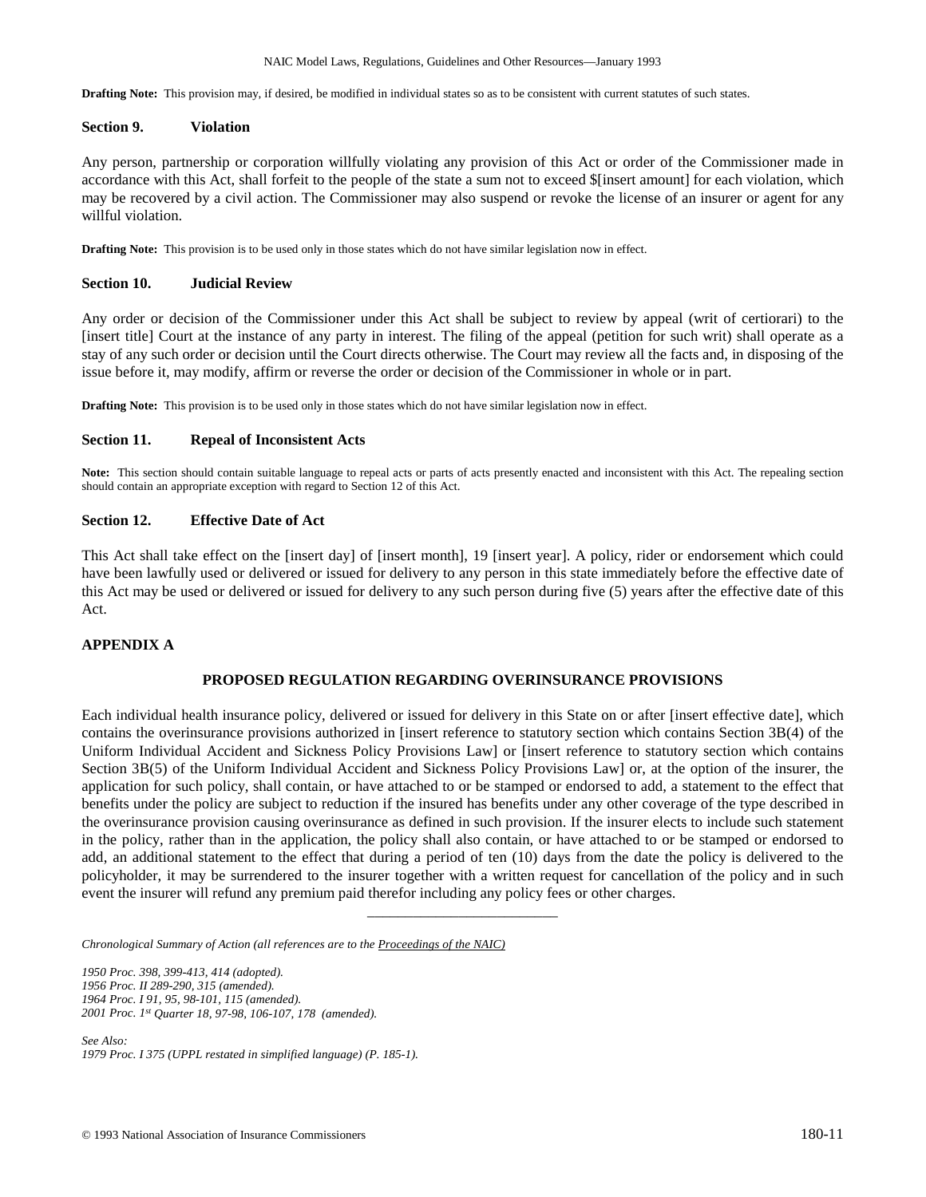**Drafting Note:** This provision may, if desired, be modified in individual states so as to be consistent with current statutes of such states.

## Section 9. Violation

Any person, partnership or corporation willfully violating any provision of this Act or order of the Commissioner made in accordance with this Act, shall forfeit to the people of the state a sum not to exceed $[insert amount] for each violation, which may be recovered by a civil action. The Commissioner may also suspend or revoke the license of an insurer or agent for any willful violation.

**Drafting Note:** This provision is to be used only in those states which do not have similar legislation now in effect.

## Section 10. Judicial Review

Any order or decision of the Commissioner under this Act shall be subject to review by appeal (writ of certiorari) to the [insert title] Court at the instance of any party in interest. The filing of the appeal (petition for such writ) shall operate as a stay of any such order or decision until the Court directs otherwise. The Court may review all the facts and, in disposing of the issue before it, may modify, affirm or reverse the order or decision of the Commissioner in whole or in part.

**Drafting Note:** This provision is to be used only in those states which do not have similar legislation now in effect.

## Section 11. Repeal of Inconsistent Acts

**Note:** This section should contain suitable language to repeal acts or parts of acts presently enacted and inconsistent with this Act. The repealing section should contain an appropriate exception with regard to Section 12 of this Act.

## Section 12. Effective Date of Act

This Act shall take effect on the [insert day] of [insert month], 19 [insert year]. A policy, rider or endorsement which could have been lawfully used or delivered or issued for delivery to any person in this state immediately before the effective date of this Act may be used or delivered or issued for delivery to any such person during five (5) years after the effective date of this Act.

## APPENDIX A

### PROPOSED REGULATION REGARDING OVERINSURANCE PROVISIONS

Each individual health insurance policy, delivered or issued for delivery in this State on or after [insert effective date], which contains the overinsurance provisions authorized in [insert reference to statutory section which contains Section 3B(4) of the Uniform Individual Accident and Sickness Policy Provisions Law] or [insert reference to statutory section which contains Section 3B(5) of the Uniform Individual Accident and Sickness Policy Provisions Law] or, at the option of the insurer, the application for such policy, shall contain, or have attached to or be stamped or endorsed to add, a statement to the effect that benefits under the policy are subject to reduction if the insured has benefits under any other coverage of the type described in the overinsurance provision causing overinsurance as defined in such provision. If the insurer elects to include such statement in the policy, rather than in the application, the policy shall also contain, or have attached to or be stamped or endorsed to add, an additional statement to the effect that during a period of ten (10) days from the date the policy is delivered to the policyholder, it may be surrendered to the insurer together with a written request for cancellation of the policy and in such event the insurer will refund any premium paid therefor including any policy fees or other charges.

---

*Chronological Summary of Action (all references are to the Proceedings of the NAIC)*

*1950 Proc. 398, 399-413, 414 (adopted).*
*1956 Proc. II 289-290, 315 (amended).*
*1964 Proc. I 91, 95, 98-101, 115 (amended).*
*2001 Proc. 1st Quarter 18, 97-98, 106-107, 178 (amended).*

*See Also:*
*1979 Proc. I 375 (UPPL restated in simplified language) (P. 185-1).*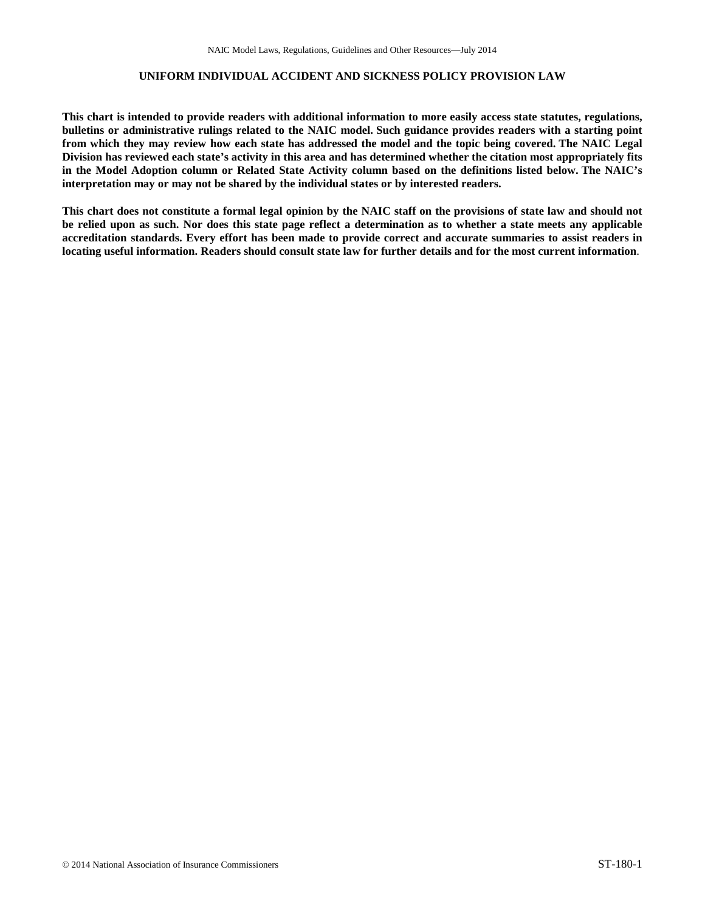## UNIFORM INDIVIDUAL ACCIDENT AND SICKNESS POLICY PROVISION LAW

**This chart is intended to provide readers with additional information to more easily access state statutes, regulations, bulletins or administrative rulings related to the NAIC model. Such guidance provides readers with a starting point from which they may review how each state has addressed the model and the topic being covered. The NAIC Legal Division has reviewed each state's activity in this area and has determined whether the citation most appropriately fits in the Model Adoption column or Related State Activity column based on the definitions listed below. The NAIC's interpretation may or may not be shared by the individual states or by interested readers.**

**This chart does not constitute a formal legal opinion by the NAIC staff on the provisions of state law and should not be relied upon as such. Nor does this state page reflect a determination as to whether a state meets any applicable accreditation standards. Every effort has been made to provide correct and accurate summaries to assist readers in locating useful information. Readers should consult state law for further details and for the most current information**.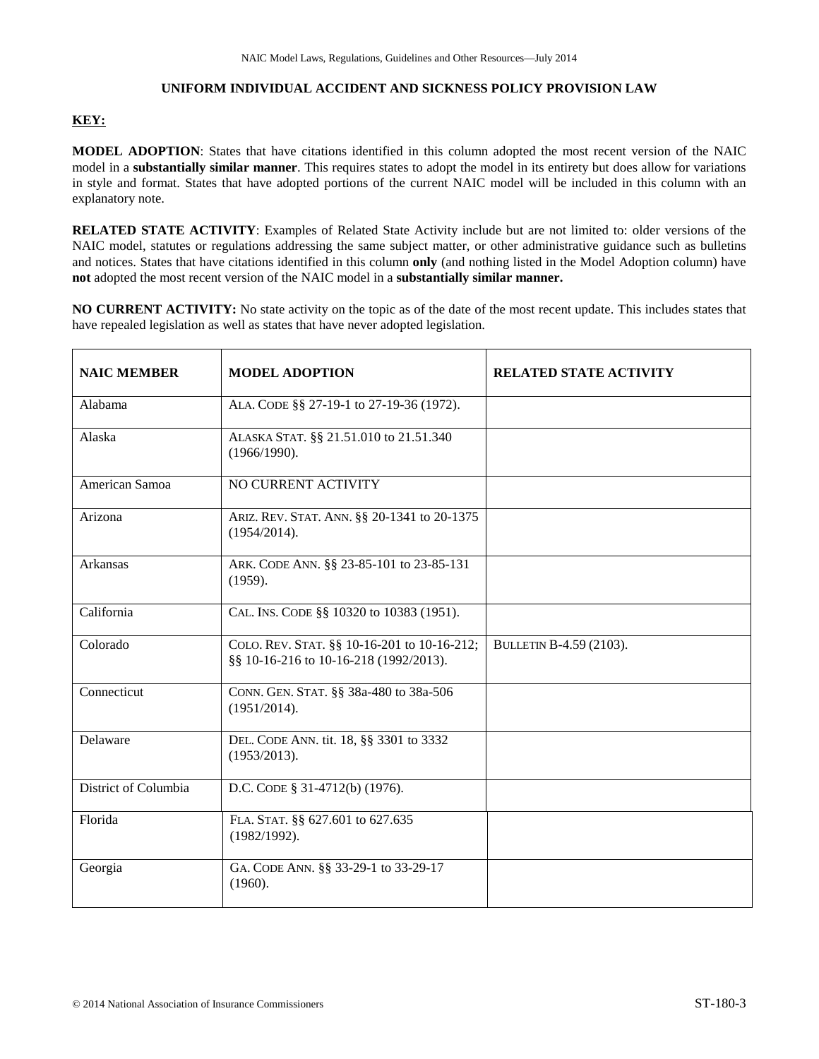## UNIFORM INDIVIDUAL ACCIDENT AND SICKNESS POLICY PROVISION LAW

**KEY:**

**MODEL ADOPTION**: States that have citations identified in this column adopted the most recent version of the NAIC model in a **substantially similar manner**. This requires states to adopt the model in its entirety but does allow for variations in style and format. States that have adopted portions of the current NAIC model will be included in this column with an explanatory note.

**RELATED STATE ACTIVITY**: Examples of Related State Activity include but are not limited to: older versions of the NAIC model, statutes or regulations addressing the same subject matter, or other administrative guidance such as bulletins and notices. States that have citations identified in this column **only** (and nothing listed in the Model Adoption column) have **not** adopted the most recent version of the NAIC model in a **substantially similar manner.**

**NO CURRENT ACTIVITY:** No state activity on the topic as of the date of the most recent update. This includes states that have repealed legislation as well as states that have never adopted legislation.

| NAIC MEMBER | MODEL ADOPTION | RELATED STATE ACTIVITY |
|---|---|---|
| Alabama | ALA. CODE §§ 27-19-1 to 27-19-36 (1972). | |
| Alaska | ALASKA STAT. §§ 21.51.010 to 21.51.340 (1966/1990). | |
| American Samoa | NO CURRENT ACTIVITY | |
| Arizona | ARIZ. REV. STAT. ANN. §§ 20-1341 to 20-1375 (1954/2014). | |
| Arkansas | ARK. CODE ANN. §§ 23-85-101 to 23-85-131 (1959). | |
| California | CAL. INS. CODE §§ 10320 to 10383 (1951). | |
| Colorado | COLO. REV. STAT. §§ 10-16-201 to 10-16-212; §§ 10-16-216 to 10-16-218 (1992/2013). | BULLETIN B-4.59 (2103). |
| Connecticut | CONN. GEN. STAT. §§ 38a-480 to 38a-506 (1951/2014). | |
| Delaware | DEL. CODE ANN. tit. 18, §§ 3301 to 3332 (1953/2013). | |
| District of Columbia | D.C. CODE § 31-4712(b) (1976). | |
| Florida | FLA. STAT. §§ 627.601 to 627.635 (1982/1992). | |
| Georgia | GA. CODE ANN. §§ 33-29-1 to 33-29-17 (1960). | |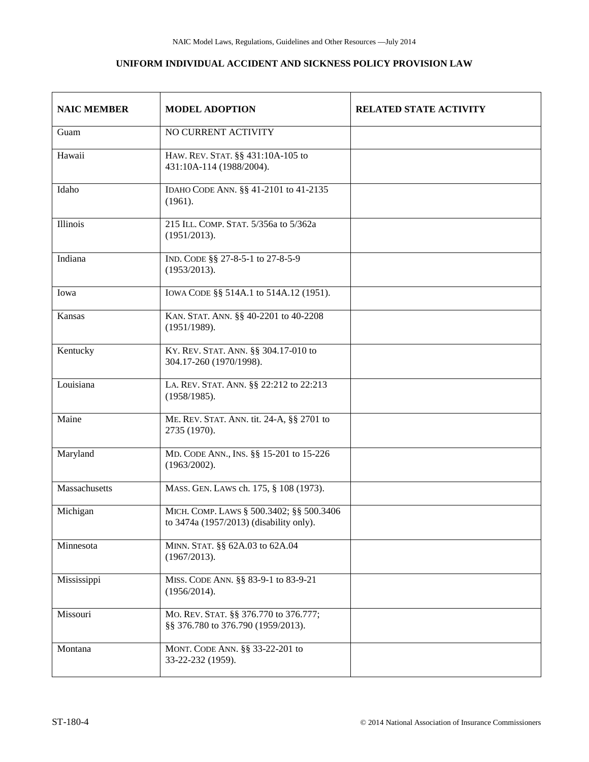## UNIFORM INDIVIDUAL ACCIDENT AND SICKNESS POLICY PROVISION LAW

| NAIC MEMBER | MODEL ADOPTION | RELATED STATE ACTIVITY |
|---|---|---|
| Guam | NO CURRENT ACTIVITY | |
| Hawaii | HAW. REV. STAT. §§ 431:10A-105 to 431:10A-114 (1988/2004). | |
| Idaho | IDAHO CODE ANN. §§ 41-2101 to 41-2135 (1961). | |
| Illinois | 215 ILL. COMP. STAT. 5/356a to 5/362a (1951/2013). | |
| Indiana | IND. CODE §§ 27-8-5-1 to 27-8-5-9 (1953/2013). | |
| Iowa | IOWA CODE §§ 514A.1 to 514A.12 (1951). | |
| Kansas | KAN. STAT. ANN. §§ 40-2201 to 40-2208 (1951/1989). | |
| Kentucky | KY. REV. STAT. ANN. §§ 304.17-010 to 304.17-260 (1970/1998). | |
| Louisiana | LA. REV. STAT. ANN. §§ 22:212 to 22:213 (1958/1985). | |
| Maine | ME. REV. STAT. ANN. tit. 24-A, §§ 2701 to 2735 (1970). | |
| Maryland | MD. CODE ANN., INS. §§ 15-201 to 15-226 (1963/2002). | |
| Massachusetts | MASS. GEN. LAWS ch. 175, § 108 (1973). | |
| Michigan | MICH. COMP. LAWS § 500.3402; §§ 500.3406 to 3474a (1957/2013) (disability only). | |
| Minnesota | MINN. STAT. §§ 62A.03 to 62A.04 (1967/2013). | |
| Mississippi | MISS. CODE ANN. §§ 83-9-1 to 83-9-21 (1956/2014). | |
| Missouri | MO. REV. STAT. §§ 376.770 to 376.777; §§ 376.780 to 376.790 (1959/2013). | |
| Montana | MONT. CODE ANN. §§ 33-22-201 to 33-22-232 (1959). | |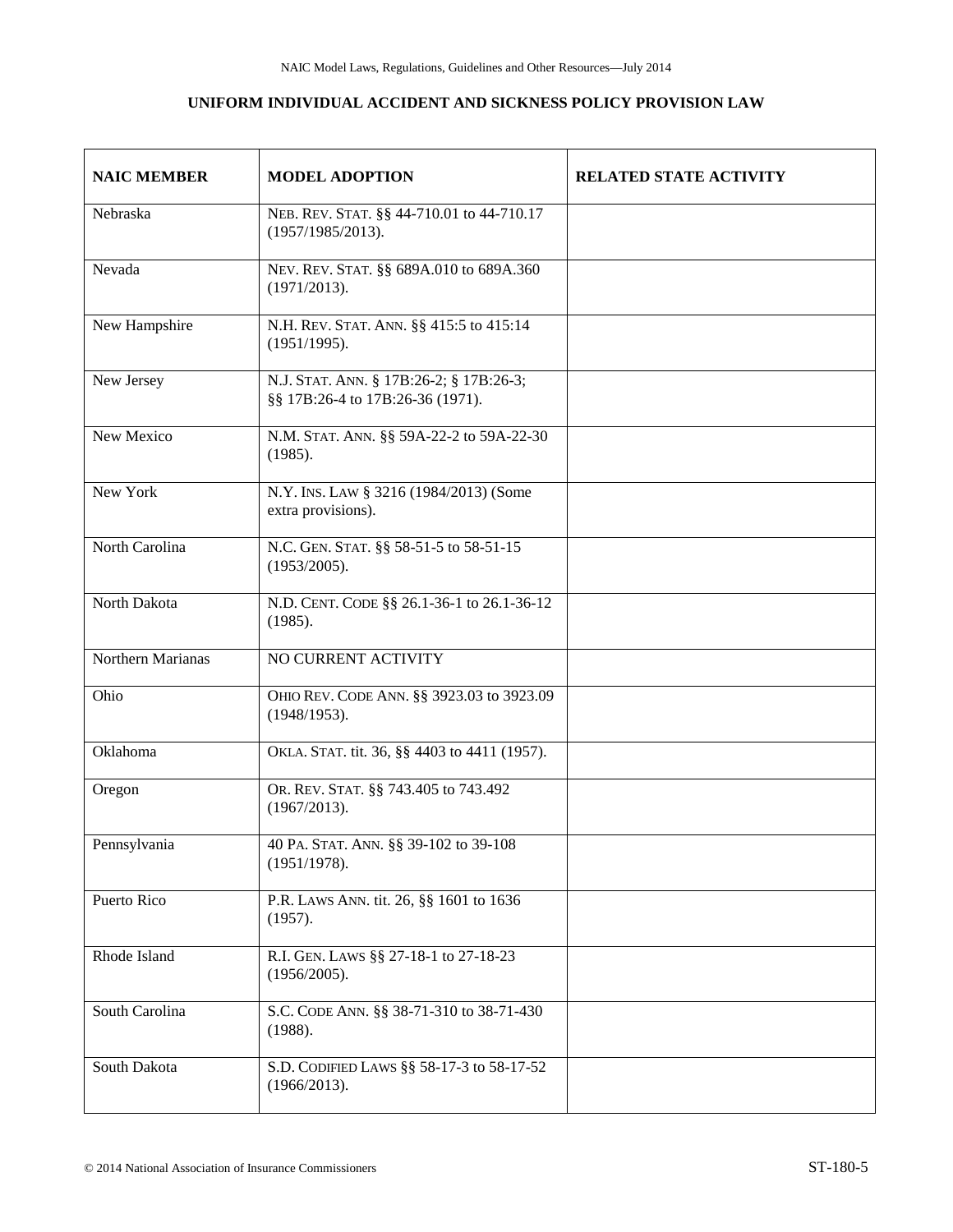# UNIFORM INDIVIDUAL ACCIDENT AND SICKNESS POLICY PROVISION LAW

| NAIC MEMBER | MODEL ADOPTION | RELATED STATE ACTIVITY |
|---|---|---|
| Nebraska | NEB. REV. STAT. §§ 44-710.01 to 44-710.17 (1957/1985/2013). | |
| Nevada | NEV. REV. STAT. §§ 689A.010 to 689A.360 (1971/2013). | |
| New Hampshire | N.H. REV. STAT. ANN. §§ 415:5 to 415:14 (1951/1995). | |
| New Jersey | N.J. STAT. ANN. § 17B:26-2; § 17B:26-3; §§ 17B:26-4 to 17B:26-36 (1971). | |
| New Mexico | N.M. STAT. ANN. §§ 59A-22-2 to 59A-22-30 (1985). | |
| New York | N.Y. INS. LAW § 3216 (1984/2013) (Some extra provisions). | |
| North Carolina | N.C. GEN. STAT. §§ 58-51-5 to 58-51-15 (1953/2005). | |
| North Dakota | N.D. CENT. CODE §§ 26.1-36-1 to 26.1-36-12 (1985). | |
| Northern Marianas | NO CURRENT ACTIVITY | |
| Ohio | OHIO REV. CODE ANN. §§ 3923.03 to 3923.09 (1948/1953). | |
| Oklahoma | OKLA. STAT. tit. 36, §§ 4403 to 4411 (1957). | |
| Oregon | OR. REV. STAT. §§ 743.405 to 743.492 (1967/2013). | |
| Pennsylvania | 40 PA. STAT. ANN. §§ 39-102 to 39-108 (1951/1978). | |
| Puerto Rico | P.R. LAWS ANN. tit. 26, §§ 1601 to 1636 (1957). | |
| Rhode Island | R.I. GEN. LAWS §§ 27-18-1 to 27-18-23 (1956/2005). | |
| South Carolina | S.C. CODE ANN. §§ 38-71-310 to 38-71-430 (1988). | |
| South Dakota | S.D. CODIFIED LAWS §§ 58-17-3 to 58-17-52 (1966/2013). | |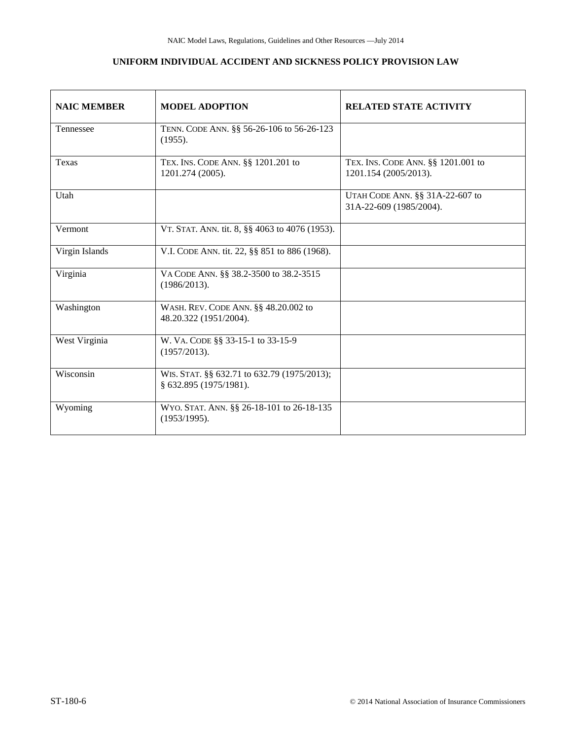## UNIFORM INDIVIDUAL ACCIDENT AND SICKNESS POLICY PROVISION LAW

| NAIC MEMBER | MODEL ADOPTION | RELATED STATE ACTIVITY |
|---|---|---|
| Tennessee | TENN. CODE ANN. §§ 56-26-106 to 56-26-123 (1955). | |
| Texas | TEX. INS. CODE ANN. §§ 1201.201 to 1201.274 (2005). | TEX. INS. CODE ANN. §§ 1201.001 to 1201.154 (2005/2013). |
| Utah | | UTAH CODE ANN. §§ 31A-22-607 to 31A-22-609 (1985/2004). |
| Vermont | VT. STAT. ANN. tit. 8, §§ 4063 to 4076 (1953). | |
| Virgin Islands | V.I. CODE ANN. tit. 22, §§ 851 to 886 (1968). | |
| Virginia | VA CODE ANN. §§ 38.2-3500 to 38.2-3515 (1986/2013). | |
| Washington | WASH. REV. CODE ANN. §§ 48.20.002 to 48.20.322 (1951/2004). | |
| West Virginia | W. VA. CODE §§ 33-15-1 to 33-15-9 (1957/2013). | |
| Wisconsin | WIS. STAT. §§ 632.71 to 632.79 (1975/2013); § 632.895 (1975/1981). | |
| Wyoming | WYO. STAT. ANN. §§ 26-18-101 to 26-18-135 (1953/1995). | |